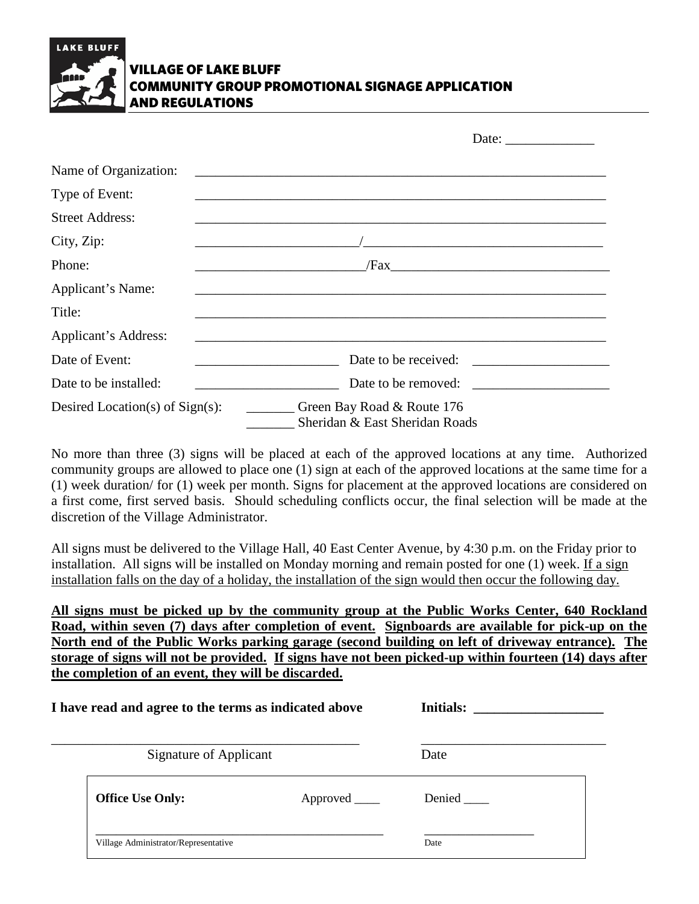# VILLAGE OF LAKE BLUFF
# COMMUNITY GROUP PROMOTIONAL SIGNAGE APPLICATION AND REGULATIONS

Date: _____________

Name of Organization: ______________________________________________________________

Type of Event: ______________________________________________________________

Street Address: ______________________________________________________________

City, Zip: _______________________/___________________________________

Phone: ________________________/Fax________________________________

Applicant's Name: ______________________________________________________________

Title: ______________________________________________________________

Applicant's Address: ______________________________________________________________

Date of Event: _____________________ Date to be received: ____________________

Date to be installed: _____________________ Date to be removed: ____________________

Desired Location(s) of Sign(s): _______ Green Bay Road & Route 176
_______ Sheridan & East Sheridan Roads

No more than three (3) signs will be placed at each of the approved locations at any time. Authorized community groups are allowed to place one (1) sign at each of the approved locations at the same time for a (1) week duration/ for (1) week per month. Signs for placement at the approved locations are considered on a first come, first served basis. Should scheduling conflicts occur, the final selection will be made at the discretion of the Village Administrator.

All signs must be delivered to the Village Hall, 40 East Center Avenue, by 4:30 p.m. on the Friday prior to installation. All signs will be installed on Monday morning and remain posted for one (1) week. <u>If a sign installation falls on the day of a holiday, the installation of the sign would then occur the following day.</u>

<u>**All signs must be picked up by the community group at the Public Works Center, 640 Rockland Road, within seven (7) days after completion of event. Signboards are available for pick-up on the North end of the Public Works parking garage (second building on left of driveway entrance). The storage of signs will not be provided. If signs have not been picked-up within fourteen (14) days after the completion of an event, they will be discarded.**</u>

**I have read and agree to the terms as indicated above** **Initials: ___________________**

_____________________________________________ ___________________________

Signature of Applicant Date

**Office Use Only:** Approved ____ Denied ____

_____________________________________________ _________________

Village Administrator/Representative Date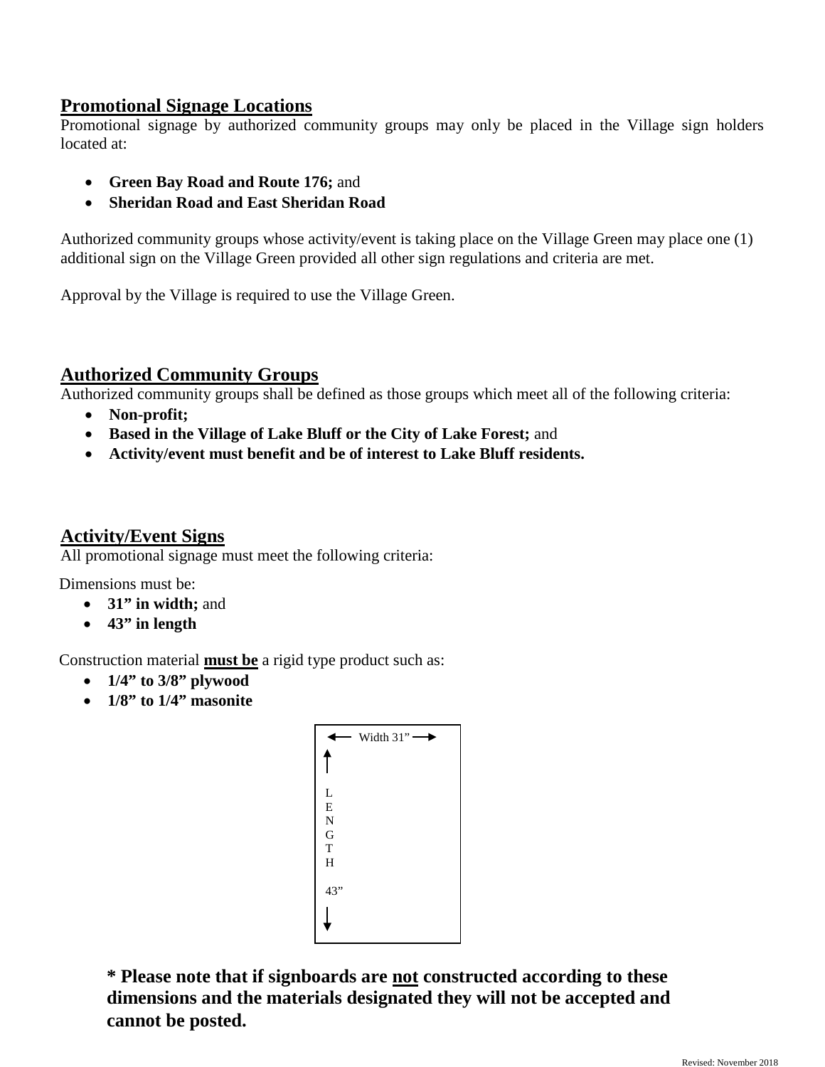## Promotional Signage Locations

Promotional signage by authorized community groups may only be placed in the Village sign holders located at:

- **Green Bay Road and Route 176;** and
- **Sheridan Road and East Sheridan Road**

Authorized community groups whose activity/event is taking place on the Village Green may place one (1) additional sign on the Village Green provided all other sign regulations and criteria are met.

Approval by the Village is required to use the Village Green.

## Authorized Community Groups

Authorized community groups shall be defined as those groups which meet all of the following criteria:

- **Non-profit;**
- **Based in the Village of Lake Bluff or the City of Lake Forest;** and
- **Activity/event must benefit and be of interest to Lake Bluff residents.**

## Activity/Event Signs

All promotional signage must meet the following criteria:

Dimensions must be:

- **31" in width;** and
- **43" in length**

Construction material **must be** a rigid type product such as:

- **1/4" to 3/8" plywood**
- **1/8" to 1/4" masonite**

Width 31"

LENGTH

43"

**\* Please note that if signboards are not constructed according to these dimensions and the materials designated they will not be accepted and cannot be posted.**

Revised: November 2018